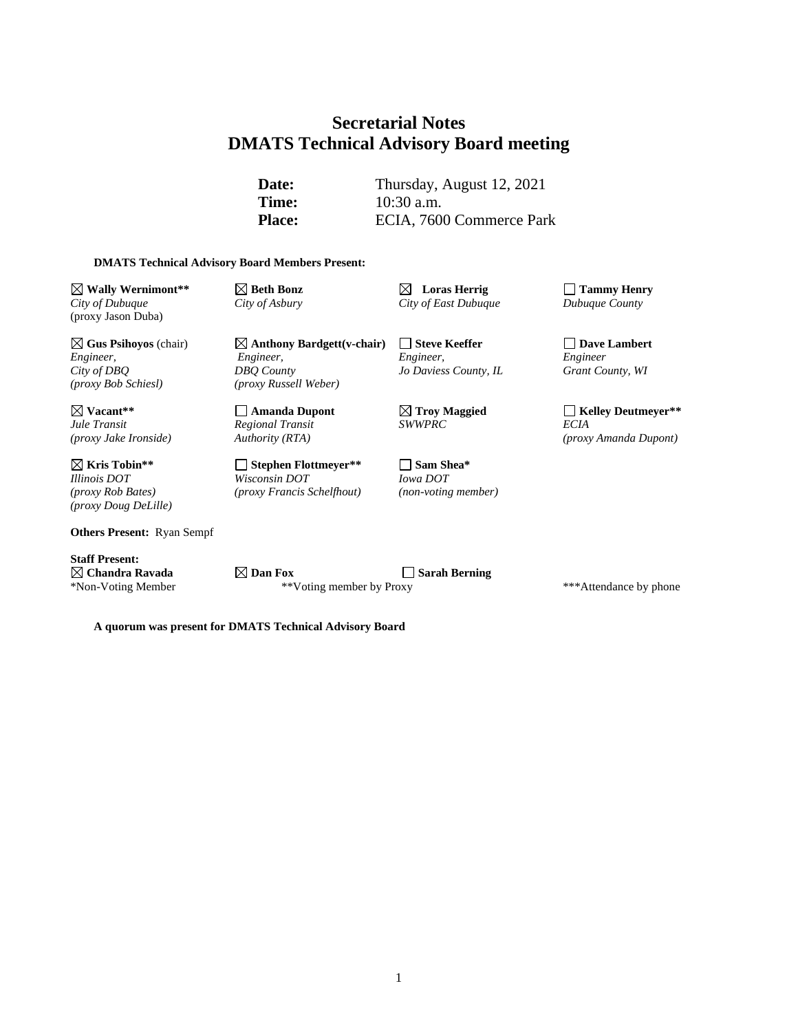# Secretarial Notes
# DMATS Technical Advisory Board meeting

**Date:** Thursday, August 12, 2021
**Time:** 10:30 a.m.
**Place:** ECIA, 7600 Commerce Park

**DMATS Technical Advisory Board Members Present:**

| | | | |
|---|---|---|---|
| ☒ **Wally Wernimont****<br>*City of Dubuque*<br>(proxy Jason Duba) | ☒ **Beth Bonz**<br>*City of Asbury* | ☒ **Loras Herrig**<br>*City of East Dubuque* | ☐ **Tammy Henry**<br>*Dubuque County* |
| ☒ **Gus Psihoyos** (chair)<br>*Engineer,*<br>*City of DBQ*<br>*(proxy Bob Schiesl)* | ☒ **Anthony Bardgett(v-chair)**<br>*Engineer,*<br>*DBQ County*<br>*(proxy Russell Weber)* | ☐ **Steve Keeffer**<br>*Engineer,*<br>*Jo Daviess County, IL* | ☐ **Dave Lambert**<br>*Engineer*<br>*Grant County, WI* |
| ☒ **Vacant****<br>*Jule Transit*<br>*(proxy Jake Ironside)* | ☐ **Amanda Dupont**<br>*Regional Transit*<br>*Authority (RTA)* | ☒ **Troy Maggied**<br>*SWWPRC* | ☐ **Kelley Deutmeyer****<br>*ECIA*<br>*(proxy Amanda Dupont)* |
| ☒ **Kris Tobin****<br>*Illinois DOT*<br>*(proxy Rob Bates)*<br>*(proxy Doug DeLille)* | ☐ **Stephen Flottmeyer****<br>*Wisconsin DOT*<br>*(proxy Francis Schelfhout)* | ☐ **Sam Shea***<br>*Iowa DOT*<br>*(non-voting member)* | |

**Others Present:** Ryan Sempf

**Staff Present:**

☒ **Chandra Ravada** ☒ **Dan Fox** ☐ **Sarah Berning**

*Non-Voting Member **Voting member by Proxy ***Attendance by phone

**A quorum was present for DMATS Technical Advisory Board**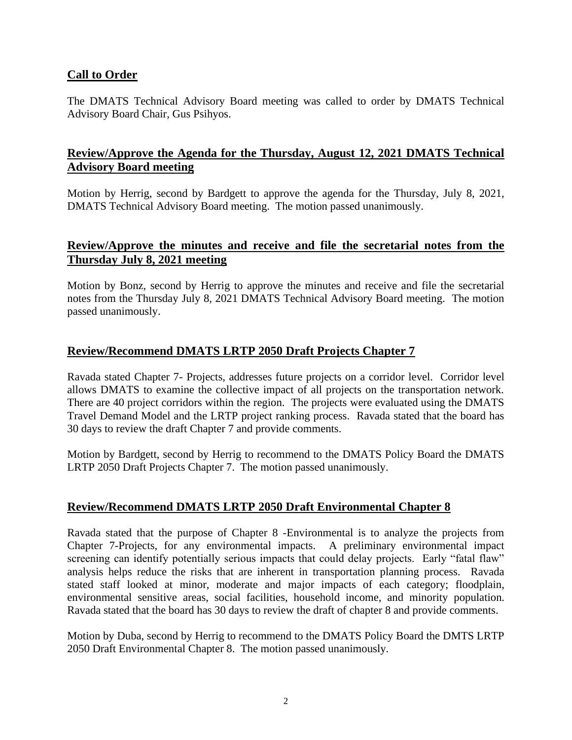## Call to Order

The DMATS Technical Advisory Board meeting was called to order by DMATS Technical Advisory Board Chair, Gus Psihyos.

## Review/Approve the Agenda for the Thursday, August 12, 2021 DMATS Technical Advisory Board meeting

Motion by Herrig, second by Bardgett to approve the agenda for the Thursday, July 8, 2021, DMATS Technical Advisory Board meeting. The motion passed unanimously.

## Review/Approve the minutes and receive and file the secretarial notes from the Thursday July 8, 2021 meeting

Motion by Bonz, second by Herrig to approve the minutes and receive and file the secretarial notes from the Thursday July 8, 2021 DMATS Technical Advisory Board meeting. The motion passed unanimously.

## Review/Recommend DMATS LRTP 2050 Draft Projects Chapter 7

Ravada stated Chapter 7- Projects, addresses future projects on a corridor level. Corridor level allows DMATS to examine the collective impact of all projects on the transportation network. There are 40 project corridors within the region. The projects were evaluated using the DMATS Travel Demand Model and the LRTP project ranking process. Ravada stated that the board has 30 days to review the draft Chapter 7 and provide comments.

Motion by Bardgett, second by Herrig to recommend to the DMATS Policy Board the DMATS LRTP 2050 Draft Projects Chapter 7. The motion passed unanimously.

## Review/Recommend DMATS LRTP 2050 Draft Environmental Chapter 8

Ravada stated that the purpose of Chapter 8 -Environmental is to analyze the projects from Chapter 7-Projects, for any environmental impacts. A preliminary environmental impact screening can identify potentially serious impacts that could delay projects. Early "fatal flaw" analysis helps reduce the risks that are inherent in transportation planning process. Ravada stated staff looked at minor, moderate and major impacts of each category; floodplain, environmental sensitive areas, social facilities, household income, and minority population. Ravada stated that the board has 30 days to review the draft of chapter 8 and provide comments.

Motion by Duba, second by Herrig to recommend to the DMATS Policy Board the DMTS LRTP 2050 Draft Environmental Chapter 8. The motion passed unanimously.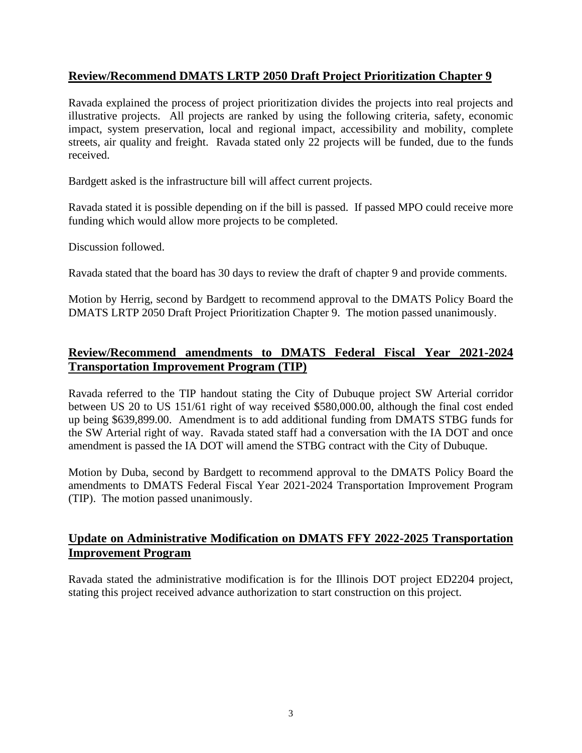## Review/Recommend DMATS LRTP 2050 Draft Project Prioritization Chapter 9

Ravada explained the process of project prioritization divides the projects into real projects and illustrative projects. All projects are ranked by using the following criteria, safety, economic impact, system preservation, local and regional impact, accessibility and mobility, complete streets, air quality and freight. Ravada stated only 22 projects will be funded, due to the funds received.

Bardgett asked is the infrastructure bill will affect current projects.

Ravada stated it is possible depending on if the bill is passed. If passed MPO could receive more funding which would allow more projects to be completed.

Discussion followed.

Ravada stated that the board has 30 days to review the draft of chapter 9 and provide comments.

Motion by Herrig, second by Bardgett to recommend approval to the DMATS Policy Board the DMATS LRTP 2050 Draft Project Prioritization Chapter 9. The motion passed unanimously.

## Review/Recommend amendments to DMATS Federal Fiscal Year 2021-2024 Transportation Improvement Program (TIP)

Ravada referred to the TIP handout stating the City of Dubuque project SW Arterial corridor between US 20 to US 151/61 right of way received $580,000.00, although the final cost ended up being $639,899.00. Amendment is to add additional funding from DMATS STBG funds for the SW Arterial right of way. Ravada stated staff had a conversation with the IA DOT and once amendment is passed the IA DOT will amend the STBG contract with the City of Dubuque.

Motion by Duba, second by Bardgett to recommend approval to the DMATS Policy Board the amendments to DMATS Federal Fiscal Year 2021-2024 Transportation Improvement Program (TIP). The motion passed unanimously.

## Update on Administrative Modification on DMATS FFY 2022-2025 Transportation Improvement Program

Ravada stated the administrative modification is for the Illinois DOT project ED2204 project, stating this project received advance authorization to start construction on this project.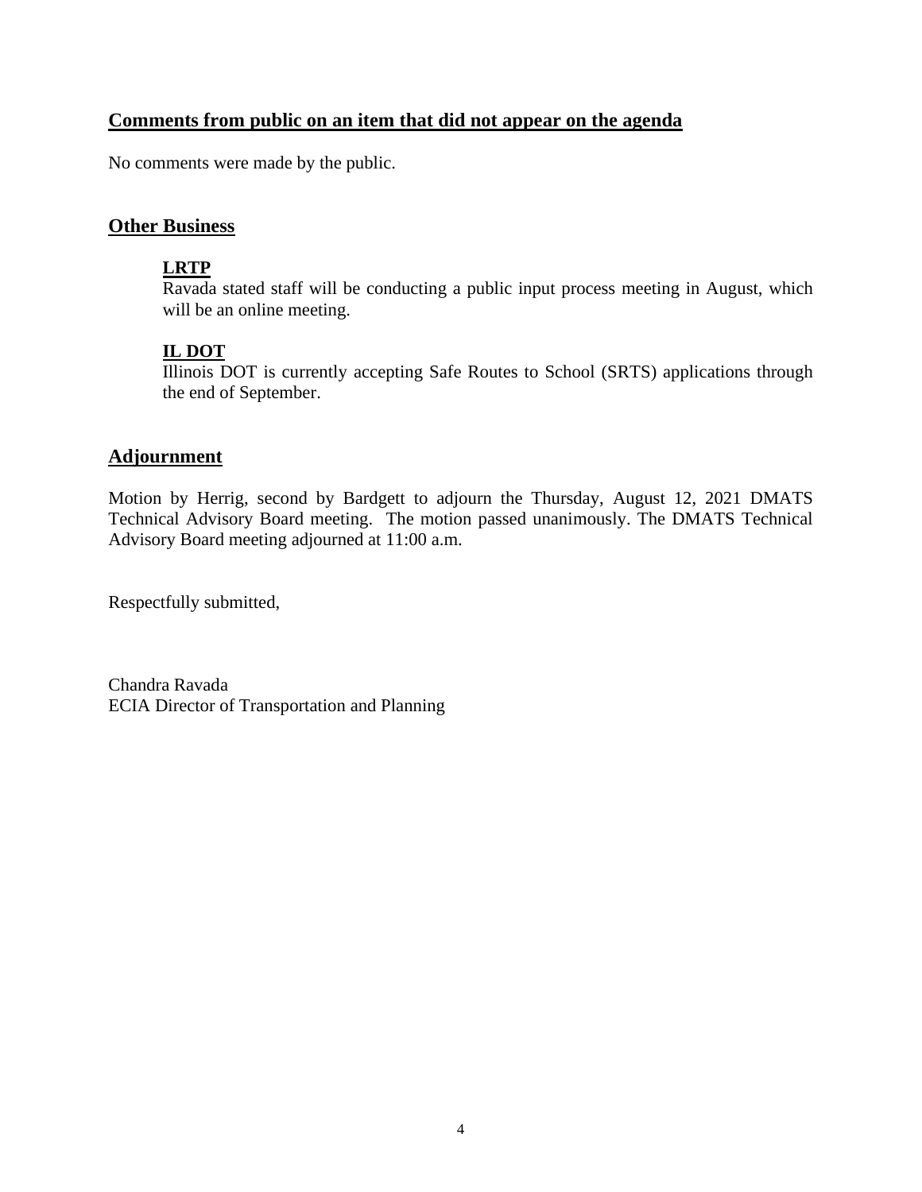## Comments from public on an item that did not appear on the agenda

No comments were made by the public.

## Other Business

### LRTP

Ravada stated staff will be conducting a public input process meeting in August, which will be an online meeting.

### IL DOT

Illinois DOT is currently accepting Safe Routes to School (SRTS) applications through the end of September.

## Adjournment

Motion by Herrig, second by Bardgett to adjourn the Thursday, August 12, 2021 DMATS Technical Advisory Board meeting. The motion passed unanimously. The DMATS Technical Advisory Board meeting adjourned at 11:00 a.m.

Respectfully submitted,

Chandra Ravada
ECIA Director of Transportation and Planning